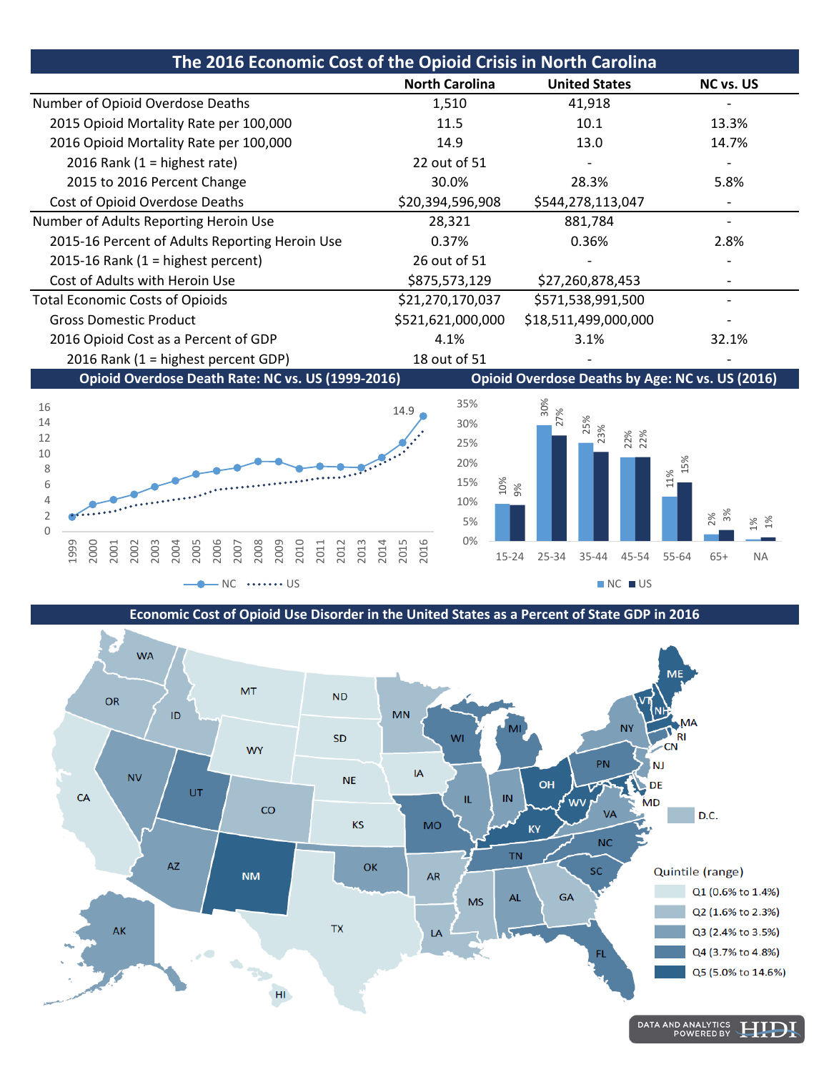# The 2016 Economic Cost of the Opioid Crisis in North Carolina

| | North Carolina | United States | NC vs. US |
|---|---|---|---|
| Number of Opioid Overdose Deaths | 1,510 | 41,918 | - |
| 2015 Opioid Mortality Rate per 100,000 | 11.5 | 10.1 | 13.3% |
| 2016 Opioid Mortality Rate per 100,000 | 14.9 | 13.0 | 14.7% |
| 2016 Rank (1 = highest rate) | 22 out of 51 | - | - |
| 2015 to 2016 Percent Change | 30.0% | 28.3% | 5.8% |
| Cost of Opioid Overdose Deaths | $20,394,596,908 | $544,278,113,047 | - |
| Number of Adults Reporting Heroin Use | 28,321 | 881,784 | - |
| 2015-16 Percent of Adults Reporting Heroin Use | 0.37% | 0.36% | 2.8% |
| 2015-16 Rank (1 = highest percent) | 26 out of 51 | - | - |
| Cost of Adults with Heroin Use | $875,573,129 | $27,260,878,453 | - |
| Total Economic Costs of Opioids | $21,270,170,037 | $571,538,991,500 | - |
| Gross Domestic Product | $521,621,000,000 | $18,511,499,000,000 | - |
| 2016 Opioid Cost as a Percent of GDP | 4.1% | 3.1% | 32.1% |
| 2016 Rank (1 = highest percent GDP) | 18 out of 51 | - | - |

## Opioid Overdose Death Rate: NC vs. US (1999-2016)

## Opioid Overdose Deaths by Age: NC vs. US (2016)

| Age | NC | US |
|---|---|---|
| 15-24 | 10% | 9% |
| 25-34 | 30% | 27% |
| 35-44 | 25% | 23% |
| 45-54 | 22% | 22% |
| 55-64 | 11% | 15% |
| 65+ | 2% | 3% |
| NA | 1% | 1% |

## Economic Cost of Opioid Use Disorder in the United States as a Percent of State GDP in 2016

Quintile (range)
- Q1 (0.6% to 1.4%)
- Q2 (1.6% to 2.3%)
- Q3 (2.4% to 3.5%)
- Q4 (3.7% to 4.8%)
- Q5 (5.0% to 14.6%)

DATA AND ANALYTICS POWERED BY HIDI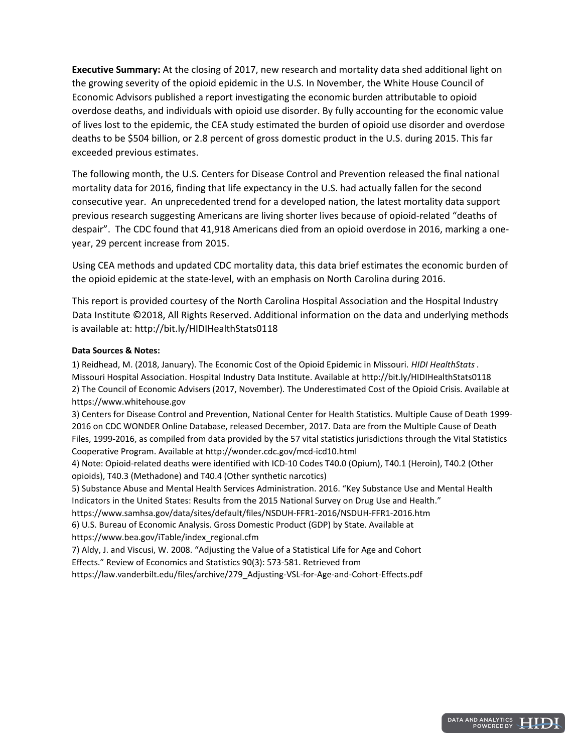**Executive Summary:** At the closing of 2017, new research and mortality data shed additional light on the growing severity of the opioid epidemic in the U.S. In November, the White House Council of Economic Advisors published a report investigating the economic burden attributable to opioid overdose deaths, and individuals with opioid use disorder. By fully accounting for the economic value of lives lost to the epidemic, the CEA study estimated the burden of opioid use disorder and overdose deaths to be $504 billion, or 2.8 percent of gross domestic product in the U.S. during 2015. This far exceeded previous estimates.

The following month, the U.S. Centers for Disease Control and Prevention released the final national mortality data for 2016, finding that life expectancy in the U.S. had actually fallen for the second consecutive year. An unprecedented trend for a developed nation, the latest mortality data support previous research suggesting Americans are living shorter lives because of opioid-related "deaths of despair". The CDC found that 41,918 Americans died from an opioid overdose in 2016, marking a one-year, 29 percent increase from 2015.

Using CEA methods and updated CDC mortality data, this data brief estimates the economic burden of the opioid epidemic at the state-level, with an emphasis on North Carolina during 2016.

This report is provided courtesy of the North Carolina Hospital Association and the Hospital Industry Data Institute ©2018, All Rights Reserved. Additional information on the data and underlying methods is available at: http://bit.ly/HIDIHealthStats0118

**Data Sources & Notes:**

1) Reidhead, M. (2018, January). The Economic Cost of the Opioid Epidemic in Missouri. *HIDI HealthStats*. Missouri Hospital Association. Hospital Industry Data Institute. Available at http://bit.ly/HIDIHealthStats0118
2) The Council of Economic Advisers (2017, November). The Underestimated Cost of the Opioid Crisis. Available at https://www.whitehouse.gov
3) Centers for Disease Control and Prevention, National Center for Health Statistics. Multiple Cause of Death 1999-2016 on CDC WONDER Online Database, released December, 2017. Data are from the Multiple Cause of Death Files, 1999-2016, as compiled from data provided by the 57 vital statistics jurisdictions through the Vital Statistics Cooperative Program. Available at http://wonder.cdc.gov/mcd-icd10.html
4) Note: Opioid-related deaths were identified with ICD-10 Codes T40.0 (Opium), T40.1 (Heroin), T40.2 (Other opioids), T40.3 (Methadone) and T40.4 (Other synthetic narcotics)
5) Substance Abuse and Mental Health Services Administration. 2016. "Key Substance Use and Mental Health Indicators in the United States: Results from the 2015 National Survey on Drug Use and Health." https://www.samhsa.gov/data/sites/default/files/NSDUH-FFR1-2016/NSDUH-FFR1-2016.htm
6) U.S. Bureau of Economic Analysis. Gross Domestic Product (GDP) by State. Available at https://www.bea.gov/iTable/index_regional.cfm
7) Aldy, J. and Viscusi, W. 2008. "Adjusting the Value of a Statistical Life for Age and Cohort Effects." Review of Economics and Statistics 90(3): 573-581. Retrieved from https://law.vanderbilt.edu/files/archive/279_Adjusting-VSL-for-Age-and-Cohort-Effects.pdf